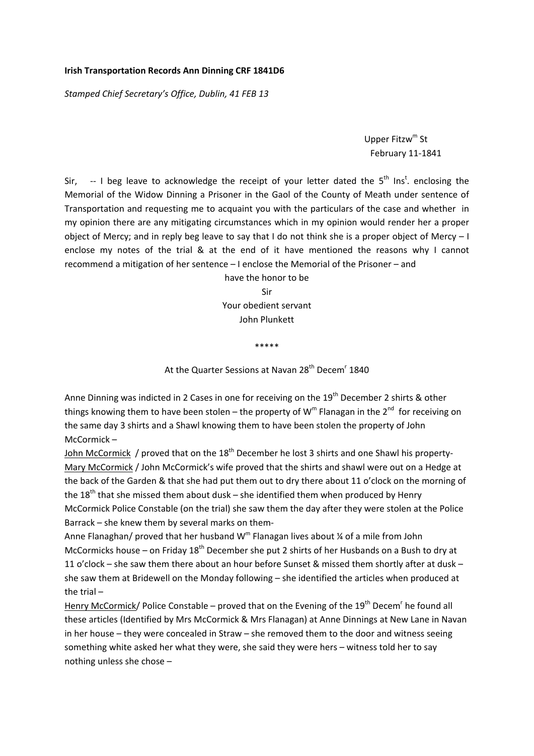**Irish Transportation Records Ann Dinning CRF 1841D6**

*Stamped Chief Secretary's Office, Dublin, 41 FEB 13*

Upper Fitzw[m] St
February 11-1841

Sir, -- I beg leave to acknowledge the receipt of your letter dated the 5[th] Ins[t]. enclosing the Memorial of the Widow Dinning a Prisoner in the Gaol of the County of Meath under sentence of Transportation and requesting me to acquaint you with the particulars of the case and whether in my opinion there are any mitigating circumstances which in my opinion would render her a proper object of Mercy; and in reply beg leave to say that I do not think she is a proper object of Mercy – I enclose my notes of the trial & at the end of it have mentioned the reasons why I cannot recommend a mitigation of her sentence – I enclose the Memorial of the Prisoner – and

have the honor to be
Sir
Your obedient servant
John Plunkett

\*\*\*\*\*

At the Quarter Sessions at Navan 28[th] Decem[r] 1840

Anne Dinning was indicted in 2 Cases in one for receiving on the 19[th] December 2 shirts & other things knowing them to have been stolen – the property of W[m] Flanagan in the 2[nd] for receiving on the same day 3 shirts and a Shawl knowing them to have been stolen the property of John McCormick –

John McCormick / proved that on the 18[th] December he lost 3 shirts and one Shawl his property-
Mary McCormick / John McCormick's wife proved that the shirts and shawl were out on a Hedge at the back of the Garden & that she had put them out to dry there about 11 o'clock on the morning of the 18[th] that she missed them about dusk – she identified them when produced by Henry McCormick Police Constable (on the trial) she saw them the day after they were stolen at the Police Barrack – she knew them by several marks on them-
Anne Flanaghan/ proved that her husband W[m] Flanagan lives about ¼ of a mile from John McCormicks house – on Friday 18[th] December she put 2 shirts of her Husbands on a Bush to dry at 11 o'clock – she saw them there about an hour before Sunset & missed them shortly after at dusk – she saw them at Bridewell on the Monday following – she identified the articles when produced at the trial –
Henry McCormick/ Police Constable – proved that on the Evening of the 19[th] Decem[r] he found all these articles (Identified by Mrs McCormick & Mrs Flanagan) at Anne Dinnings at New Lane in Navan in her house – they were concealed in Straw – she removed them to the door and witness seeing something white asked her what they were, she said they were hers – witness told her to say nothing unless she chose –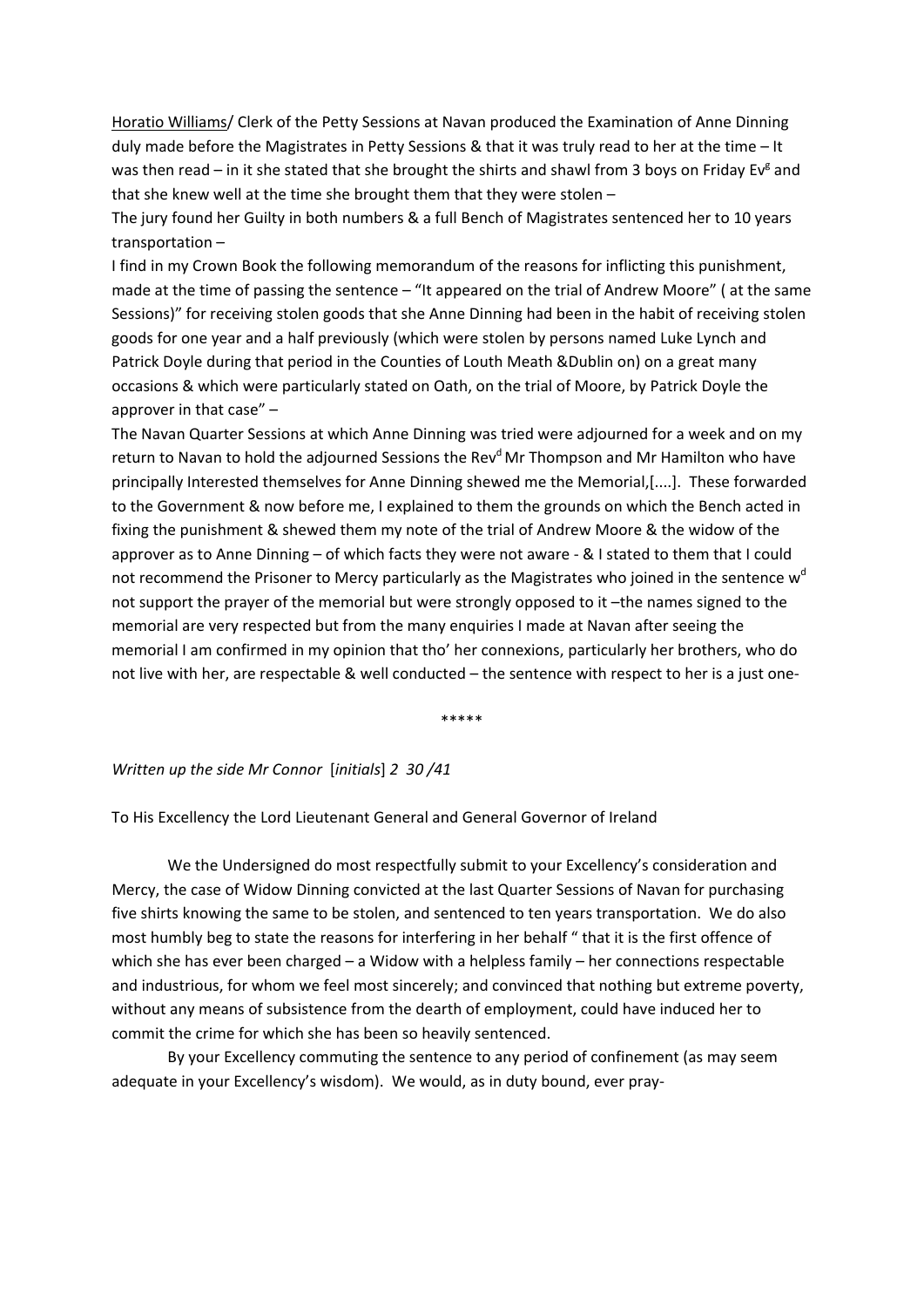<u>Horatio Williams</u>/ Clerk of the Petty Sessions at Navan produced the Examination of Anne Dinning duly made before the Magistrates in Petty Sessions & that it was truly read to her at the time – It was then read – in it she stated that she brought the shirts and shawl from 3 boys on Friday Ev[g] and that she knew well at the time she brought them that they were stolen –

The jury found her Guilty in both numbers & a full Bench of Magistrates sentenced her to 10 years transportation –

I find in my Crown Book the following memorandum of the reasons for inflicting this punishment, made at the time of passing the sentence – "It appeared on the trial of Andrew Moore" ( at the same Sessions)" for receiving stolen goods that she Anne Dinning had been in the habit of receiving stolen goods for one year and a half previously (which were stolen by persons named Luke Lynch and Patrick Doyle during that period in the Counties of Louth Meath &Dublin on) on a great many occasions & which were particularly stated on Oath, on the trial of Moore, by Patrick Doyle the approver in that case" –

The Navan Quarter Sessions at which Anne Dinning was tried were adjourned for a week and on my return to Navan to hold the adjourned Sessions the Rev[d] Mr Thompson and Mr Hamilton who have principally Interested themselves for Anne Dinning shewed me the Memorial,[....]. These forwarded to the Government & now before me, I explained to them the grounds on which the Bench acted in fixing the punishment & shewed them my note of the trial of Andrew Moore & the widow of the approver as to Anne Dinning – of which facts they were not aware - & I stated to them that I could not recommend the Prisoner to Mercy particularly as the Magistrates who joined in the sentence w[d] not support the prayer of the memorial but were strongly opposed to it –the names signed to the memorial are very respected but from the many enquiries I made at Navan after seeing the memorial I am confirmed in my opinion that tho' her connexions, particularly her brothers, who do not live with her, are respectable & well conducted – the sentence with respect to her is a just one-

\*\*\*\*\*

*Written up the side Mr Connor* [*initials*] *2 30 /41*

To His Excellency the Lord Lieutenant General and General Governor of Ireland

We the Undersigned do most respectfully submit to your Excellency's consideration and Mercy, the case of Widow Dinning convicted at the last Quarter Sessions of Navan for purchasing five shirts knowing the same to be stolen, and sentenced to ten years transportation. We do also most humbly beg to state the reasons for interfering in her behalf " that it is the first offence of which she has ever been charged – a Widow with a helpless family – her connections respectable and industrious, for whom we feel most sincerely; and convinced that nothing but extreme poverty, without any means of subsistence from the dearth of employment, could have induced her to commit the crime for which she has been so heavily sentenced.

By your Excellency commuting the sentence to any period of confinement (as may seem adequate in your Excellency's wisdom). We would, as in duty bound, ever pray-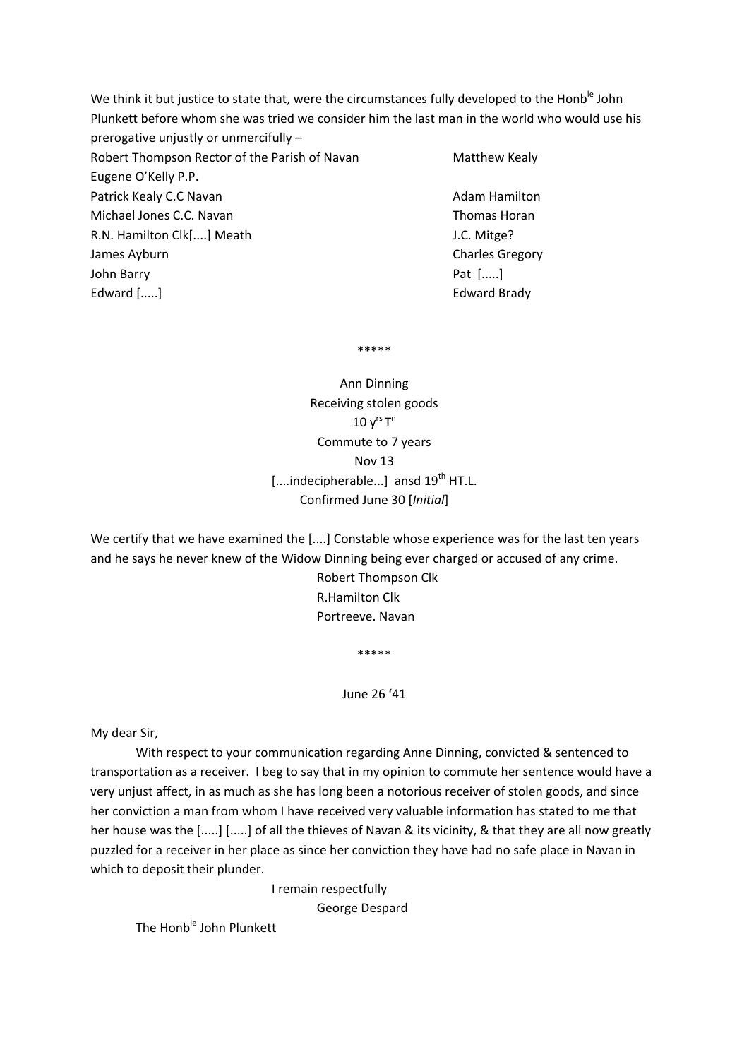We think it but justice to state that, were the circumstances fully developed to the Honb[le] John Plunkett before whom she was tried we consider him the last man in the world who would use his prerogative unjustly or unmercifully –

Robert Thompson Rector of the Parish of Navan
Eugene O'Kelly P.P.
Patrick Kealy C.C Navan
Michael Jones C.C. Navan
R.N. Hamilton Clk[....] Meath
James Ayburn
John Barry
Edward [.....]

Matthew Kealy

Adam Hamilton
Thomas Horan
J.C. Mitge?
Charles Gregory
Pat [.....]
Edward Brady

\*\*\*\*\*

Ann Dinning
Receiving stolen goods
10 y[rs] T[n]
Commute to 7 years
Nov 13
[....indecipherable...] ansd 19[th] HT.L.
Confirmed June 30 [*Initial*]

We certify that we have examined the [....] Constable whose experience was for the last ten years and he says he never knew of the Widow Dinning being ever charged or accused of any crime.

Robert Thompson Clk
R.Hamilton Clk
Portreeve. Navan

\*\*\*\*\*

June 26 '41

My dear Sir,

With respect to your communication regarding Anne Dinning, convicted & sentenced to transportation as a receiver. I beg to say that in my opinion to commute her sentence would have a very unjust affect, in as much as she has long been a notorious receiver of stolen goods, and since her conviction a man from whom I have received very valuable information has stated to me that her house was the [.....] [.....] of all the thieves of Navan & its vicinity, & that they are all now greatly puzzled for a receiver in her place as since her conviction they have had no safe place in Navan in which to deposit their plunder.

I remain respectfully
George Despard

The Honb[le] John Plunkett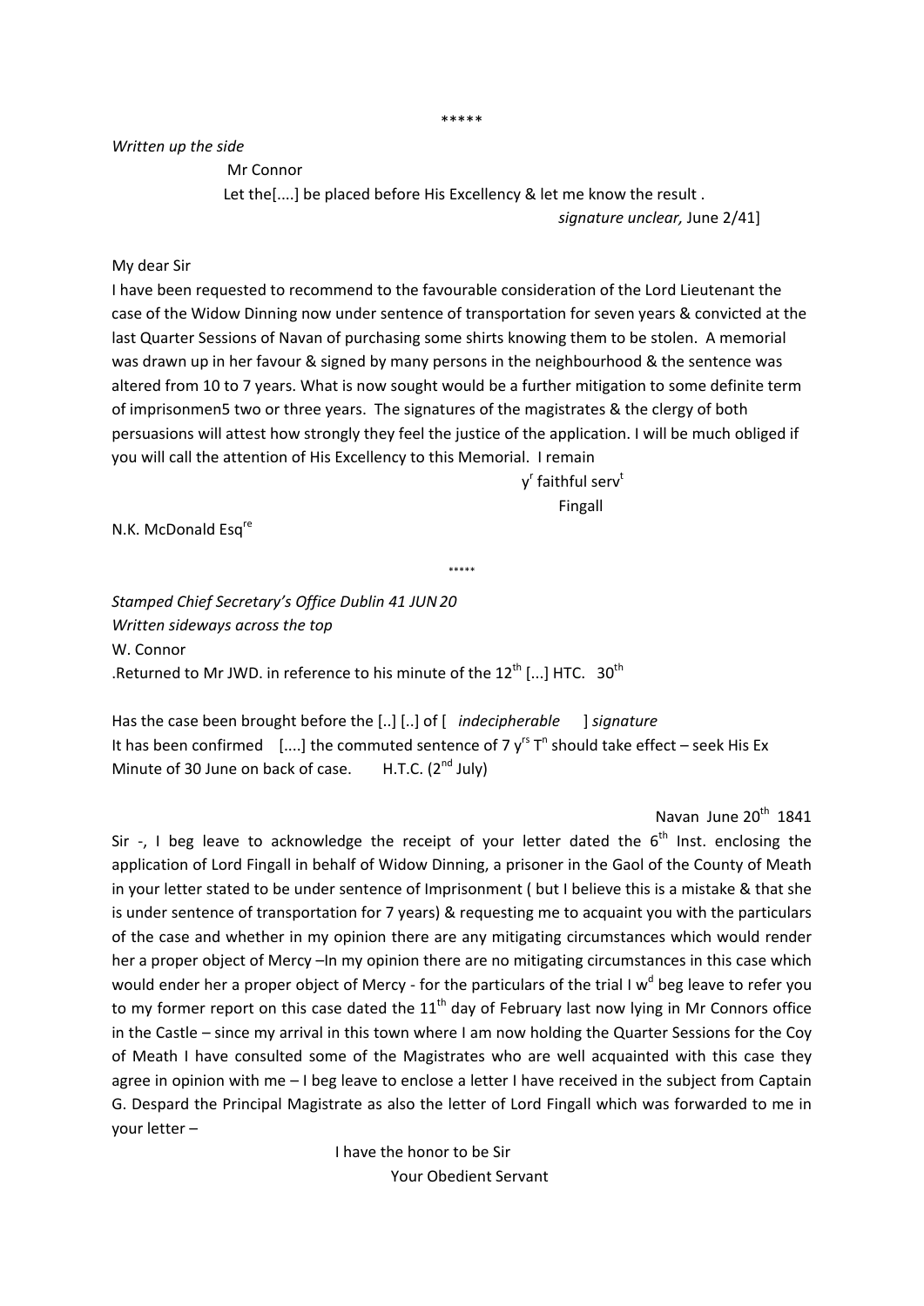\*\*\*\*\*

*Written up the side*

Mr Connor

Let the[....] be placed before His Excellency & let me know the result .

*signature unclear,* June 2/41]

My dear Sir

I have been requested to recommend to the favourable consideration of the Lord Lieutenant the case of the Widow Dinning now under sentence of transportation for seven years & convicted at the last Quarter Sessions of Navan of purchasing some shirts knowing them to be stolen. A memorial was drawn up in her favour & signed by many persons in the neighbourhood & the sentence was altered from 10 to 7 years. What is now sought would be a further mitigation to some definite term of imprisonmen5 two or three years. The signatures of the magistrates & the clergy of both persuasions will attest how strongly they feel the justice of the application. I will be much obliged if you will call the attention of His Excellency to this Memorial. I remain

y^r faithful serv^t

Fingall

N.K. McDonald Esq^re

\*\*\*\*\*

*Stamped Chief Secretary's Office Dublin 41 JUN 20*

*Written sideways across the top*

W. Connor

.Returned to Mr JWD. in reference to his minute of the 12th [...] HTC. 30th

Has the case been brought before the [..] [..] of [ *indecipherable* ] *signature*

It has been confirmed [....] the commuted sentence of 7 y^rs T^n should take effect – seek His Ex Minute of 30 June on back of case. H.T.C. (2nd July)

Navan June 20th 1841

Sir -, I beg leave to acknowledge the receipt of your letter dated the 6th Inst. enclosing the application of Lord Fingall in behalf of Widow Dinning, a prisoner in the Gaol of the County of Meath in your letter stated to be under sentence of Imprisonment ( but I believe this is a mistake & that she is under sentence of transportation for 7 years) & requesting me to acquaint you with the particulars of the case and whether in my opinion there are any mitigating circumstances which would render her a proper object of Mercy –In my opinion there are no mitigating circumstances in this case which would ender her a proper object of Mercy - for the particulars of the trial I w^d beg leave to refer you to my former report on this case dated the 11th day of February last now lying in Mr Connors office in the Castle – since my arrival in this town where I am now holding the Quarter Sessions for the Coy of Meath I have consulted some of the Magistrates who are well acquainted with this case they agree in opinion with me – I beg leave to enclose a letter I have received in the subject from Captain G. Despard the Principal Magistrate as also the letter of Lord Fingall which was forwarded to me in your letter –

I have the honor to be Sir

Your Obedient Servant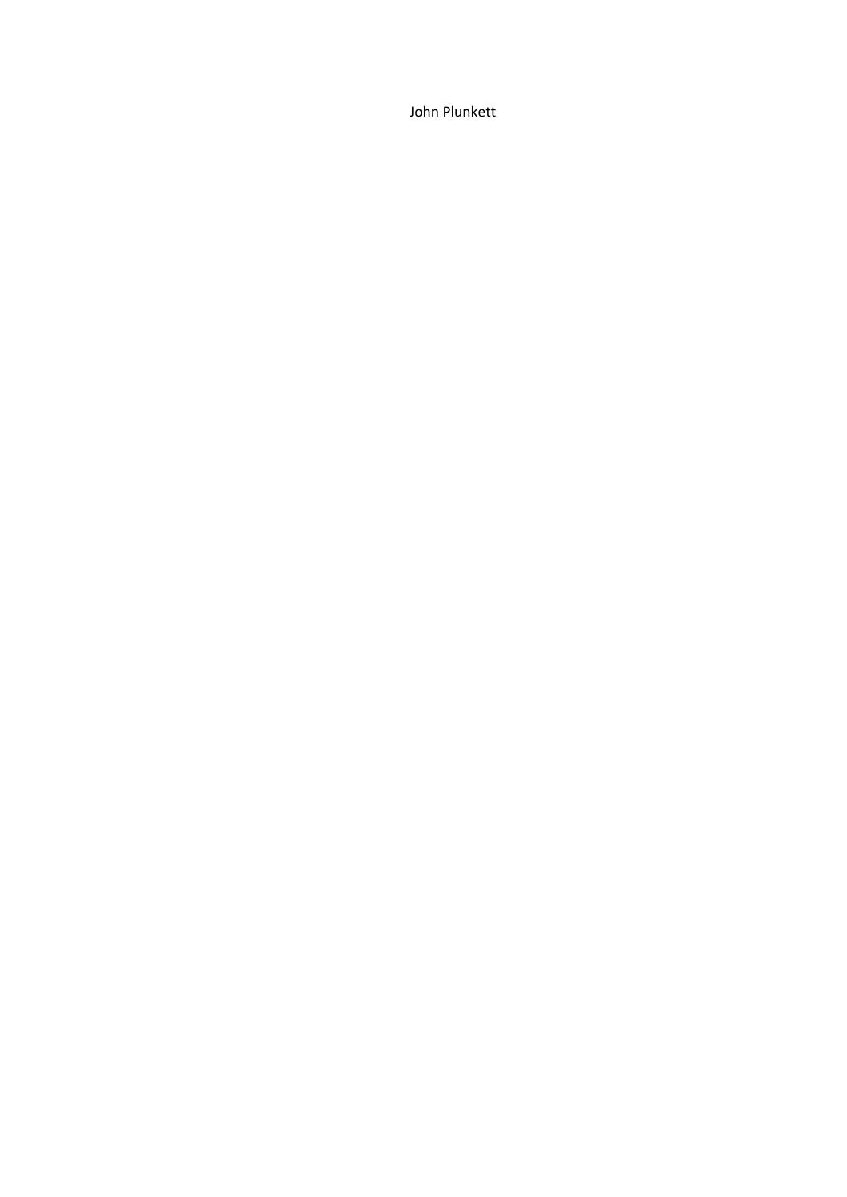John Plunkett